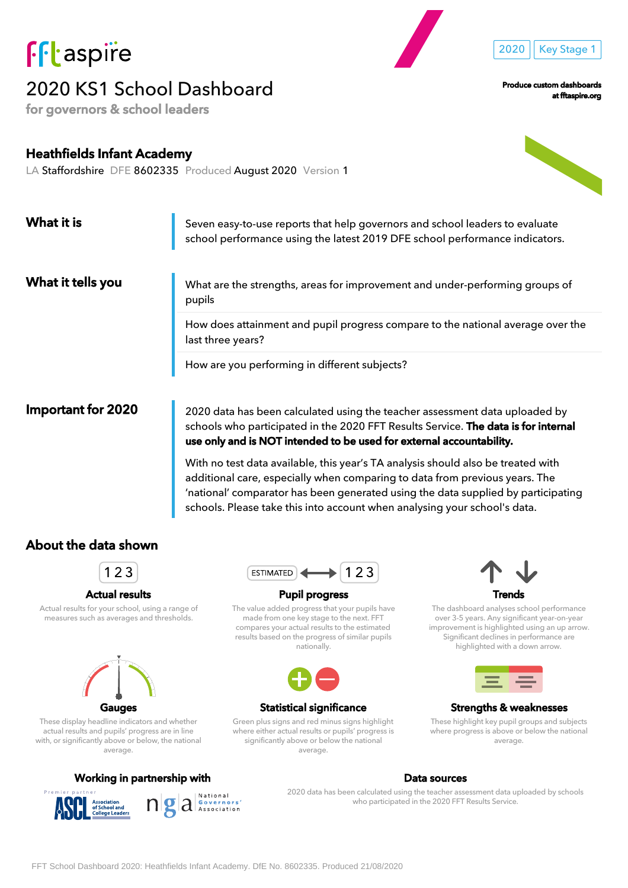fft aspire

# 2020 KS1 School Dashboard

**for governors & school leaders**

2020 | Key Stage 1

**Produce custom dashboards at fftaspire.org**

## Heathfields Infant Academy

LA Staffordshire DFE 8602335 Produced August 2020 Version 1

### What it is

Seven easy-to-use reports that help governors and school leaders to evaluate school performance using the latest 2019 DFE school performance indicators.

### What it tells you

What are the strengths, areas for improvement and under-performing groups of pupils

How does attainment and pupil progress compare to the national average over the last three years?

How are you performing in different subjects?

### Important for 2020

2020 data has been calculated using the teacher assessment data uploaded by schools who participated in the 2020 FFT Results Service. **The data is for internal use only and is NOT intended to be used for external accountability.**

With no test data available, this year's TA analysis should also be treated with additional care, especially when comparing to data from previous years. The 'national' comparator has been generated using the data supplied by participating schools. Please take this into account when analysing your school's data.

## About the data shown

123

**Actual results**

Actual results for your school, using a range of measures such as averages and thresholds.

ESTIMATED ⟷ 123

**Pupil progress**

The value added progress that your pupils have made from one key stage to the next. FFT compares your actual results to the estimated results based on the progress of similar pupils nationally.

**Trends**

The dashboard analyses school performance over 3-5 years. Any significant year-on-year improvement is highlighted using an up arrow. Significant declines in performance are highlighted with a down arrow.

**Gauges**

These display headline indicators and whether actual results and pupils' progress are in line with, or significantly above or below, the national average.

**Statistical significance**

Green plus signs and red minus signs highlight where either actual results or pupils' progress is significantly above or below the national average.

**Strengths & weaknesses**

These highlight key pupil groups and subjects where progress is above or below the national average.

**Working in partnership with**

Premier partner ASCL Association of School and College Leaders

nga National Governors' Association

**Data sources**

2020 data has been calculated using the teacher assessment data uploaded by schools who participated in the 2020 FFT Results Service.

FFT School Dashboard 2020: Heathfields Infant Academy. DfE No. 8602335. Produced 21/08/2020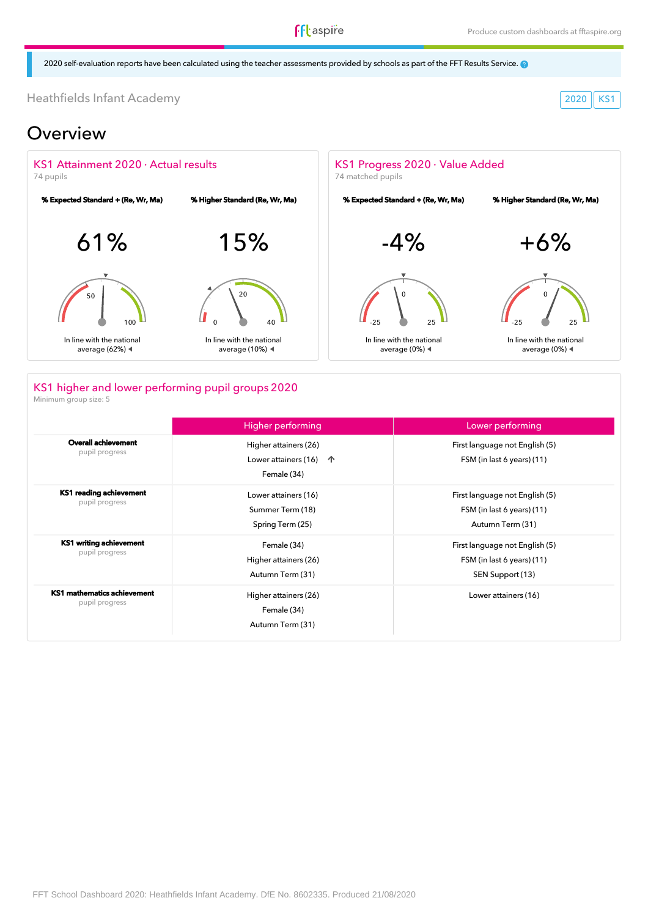2020 self-evaluation reports have been calculated using the teacher assessments provided by schools as part of the FFT Results Service.

Heathfields Infant Academy

2020 KS1

# Overview

## KS1 Attainment 2020 · Actual results

74 pupils

**% Expected Standard + (Re, Wr, Ma)**

61%

50 100

In line with the national average (62%)

**% Higher Standard (Re, Wr, Ma)**

15%

0 20 40

In line with the national average (10%)

## KS1 Progress 2020 · Value Added

74 matched pupils

**% Expected Standard + (Re, Wr, Ma)**

-4%

-25 0 25

In line with the national average (0%)

**% Higher Standard (Re, Wr, Ma)**

+6%

-25 0 25

In line with the national average (0%)

## KS1 higher and lower performing pupil groups 2020

Minimum group size: 5

| | Higher performing | Lower performing |
|---|---|---|
| **Overall achievement** pupil progress | Higher attainers (26)<br>Lower attainers (16) ↑<br>Female (34) | First language not English (5)<br>FSM (in last 6 years) (11) |
| **KS1 reading achievement** pupil progress | Lower attainers (16)<br>Summer Term (18)<br>Spring Term (25) | First language not English (5)<br>FSM (in last 6 years) (11)<br>Autumn Term (31) |
| **KS1 writing achievement** pupil progress | Female (34)<br>Higher attainers (26)<br>Autumn Term (31) | First language not English (5)<br>FSM (in last 6 years) (11)<br>SEN Support (13) |
| **KS1 mathematics achievement** pupil progress | Higher attainers (26)<br>Female (34)<br>Autumn Term (31) | Lower attainers (16) |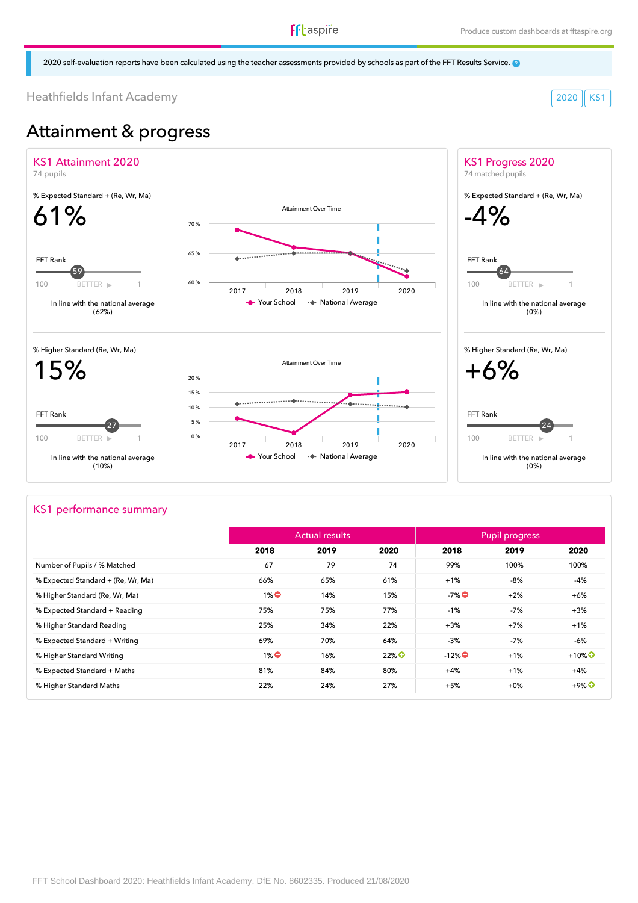2020 self-evaluation reports have been calculated using the teacher assessments provided by schools as part of the FFT Results Service.

Heathfields Infant Academy

2020 | KS1

# Attainment & progress

## KS1 Attainment 2020

74 pupils

% Expected Standard + (Re, Wr, Ma)

**61%**

FFT Rank: 59 (100 — BETTER ▶ — 1)

In line with the national average (62%)

% Higher Standard (Re, Wr, Ma)

**15%**

FFT Rank: 27 (100 — BETTER ▶ — 1)

In line with the national average (10%)

## KS1 Progress 2020

74 matched pupils

% Expected Standard + (Re, Wr, Ma)

**-4%**

FFT Rank: 64 (100 — BETTER ▶ — 1)

In line with the national average (0%)

% Higher Standard (Re, Wr, Ma)

**+6%**

FFT Rank: 24 (100 — BETTER ▶ — 1)

In line with the national average (0%)

## KS1 performance summary

| | Actual results | | | Pupil progress | | |
|---|---|---|---|---|---|---|
| | 2018 | 2019 | 2020 | 2018 | 2019 | 2020 |
| Number of Pupils / % Matched | 67 | 79 | 74 | 99% | 100% | 100% |
| % Expected Standard + (Re, Wr, Ma) | 66% | 65% | 61% | +1% | -8% | -4% |
| % Higher Standard (Re, Wr, Ma) | 1% ⊖ | 14% | 15% | -7% ⊖ | +2% | +6% |
| % Expected Standard + Reading | 75% | 75% | 77% | -1% | -7% | +3% |
| % Higher Standard Reading | 25% | 34% | 22% | +3% | +7% | +1% |
| % Expected Standard + Writing | 69% | 70% | 64% | -3% | -7% | -6% |
| % Higher Standard Writing | 1% ⊖ | 16% | 22% ⊕ | -12% ⊖ | +1% | +10% ⊕ |
| % Expected Standard + Maths | 81% | 84% | 80% | +4% | +1% | +4% |
| % Higher Standard Maths | 22% | 24% | 27% | +5% | +0% | +9% ⊕ |

FFT School Dashboard 2020: Heathfields Infant Academy. DfE No. 8602335. Produced 21/08/2020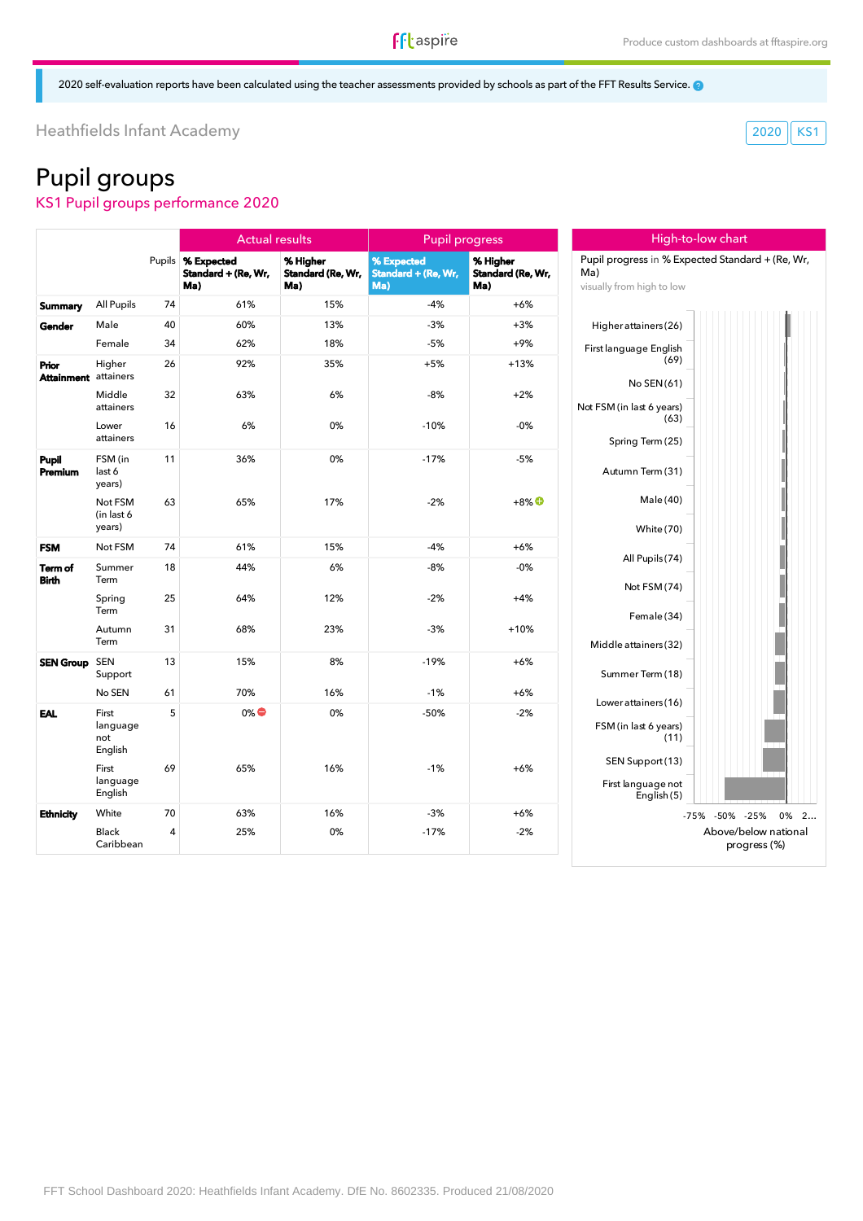2020 self-evaluation reports have been calculated using the teacher assessments provided by schools as part of the FFT Results Service.

Heathfields Infant Academy

2020 | KS1

# Pupil groups

## KS1 Pupil groups performance 2020

| | | | Actual results | | Pupil progress | |
|---|---|---|---|---|---|---|
| | | Pupils | % Expected Standard + (Re, Wr, Ma) | % Higher Standard (Re, Wr, Ma) | % Expected Standard + (Re, Wr, Ma) | % Higher Standard (Re, Wr, Ma) |
| **Summary** | All Pupils | 74 | 61% | 15% | -4% | +6% |
| **Gender** | Male | 40 | 60% | 13% | -3% | +3% |
| | Female | 34 | 62% | 18% | -5% | +9% |
| **Prior Attainment** | Higher attainers | 26 | 92% | 35% | +5% | +13% |
| | Middle attainers | 32 | 63% | 6% | -8% | +2% |
| | Lower attainers | 16 | 6% | 0% | -10% | -0% |
| **Pupil Premium** | FSM (in last 6 years) | 11 | 36% | 0% | -17% | -5% |
| | Not FSM (in last 6 years) | 63 | 65% | 17% | -2% | +8% |
| **FSM** | Not FSM | 74 | 61% | 15% | -4% | +6% |
| **Term of Birth** | Summer Term | 18 | 44% | 6% | -8% | -0% |
| | Spring Term | 25 | 64% | 12% | -2% | +4% |
| | Autumn Term | 31 | 68% | 23% | -3% | +10% |
| **SEN Group** | SEN Support | 13 | 15% | 8% | -19% | +6% |
| | No SEN | 61 | 70% | 16% | -1% | +6% |
| **EAL** | First language not English | 5 | 0% | 0% | -50% | -2% |
| | First language English | 69 | 65% | 16% | -1% | +6% |
| **Ethnicity** | White | 70 | 63% | 16% | -3% | +6% |
| | Black Caribbean | 4 | 25% | 0% | -17% | -2% |

### High-to-low chart

Pupil progress in % Expected Standard + (Re, Wr, Ma)

visually from high to low

Higher attainers (26)
First language English (69)
No SEN (61)
Not FSM (in last 6 years) (63)
Spring Term (25)
Autumn Term (31)
Male (40)
White (70)
All Pupils (74)
Not FSM (74)
Female (34)
Middle attainers (32)
Summer Term (18)
Lower attainers (16)
FSM (in last 6 years) (11)
SEN Support (13)
First language not English (5)

-75% -50% -25% 0% 2...

Above/below national progress (%)

FFT School Dashboard 2020: Heathfields Infant Academy. DfE No. 8602335. Produced 21/08/2020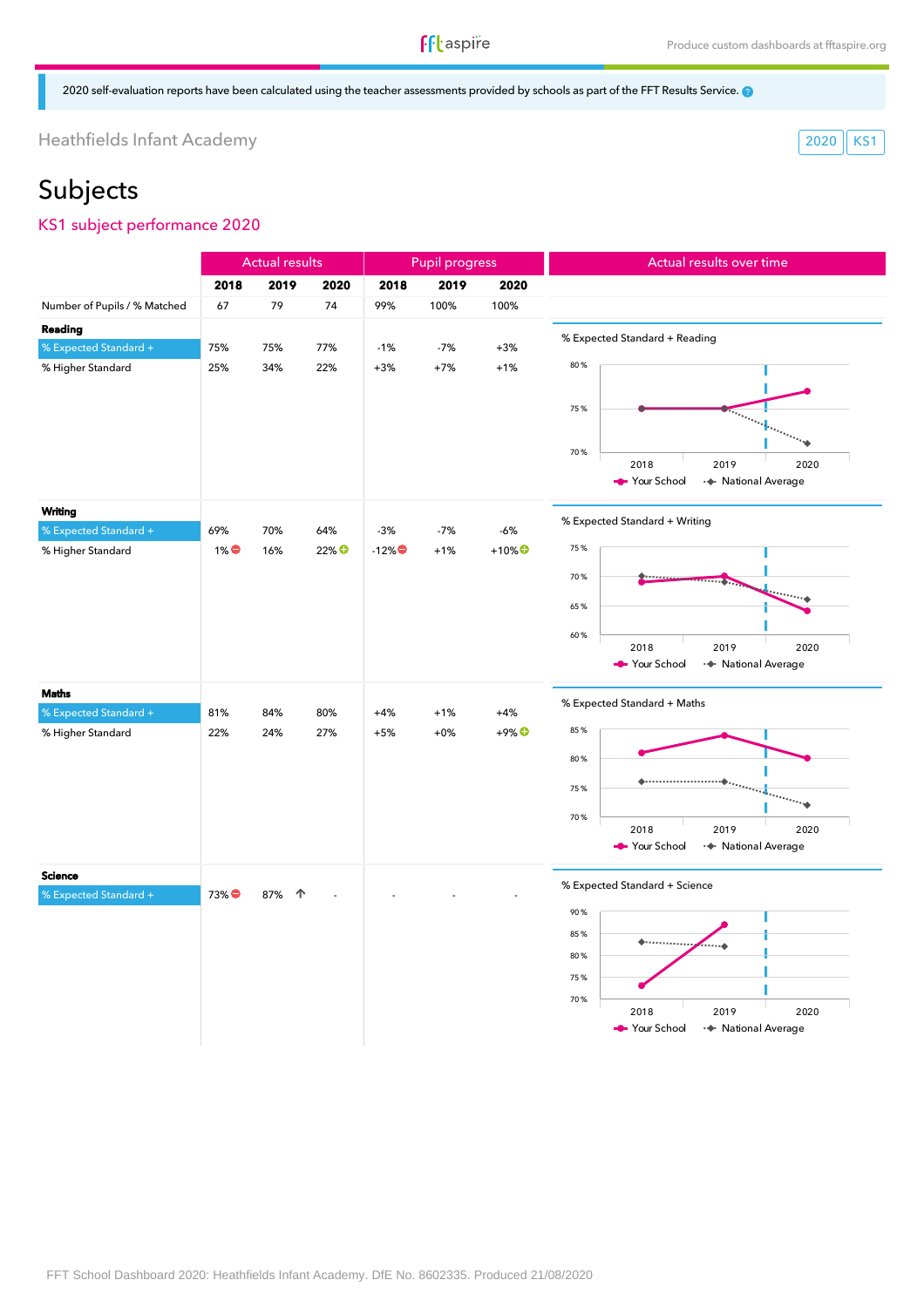2020 self-evaluation reports have been calculated using the teacher assessments provided by schools as part of the FFT Results Service.

Heathfields Infant Academy

2020 | KS1

# Subjects

## KS1 subject performance 2020

| | Actual results | | | Pupil progress | | |
|---|---|---|---|---|---|---|
| | **2018** | **2019** | **2020** | **2018** | **2019** | **2020** |
| Number of Pupils / % Matched | 67 | 79 | 74 | 99% | 100% | 100% |
| **Reading** | | | | | | |
| % Expected Standard + | 75% | 75% | 77% | -1% | -7% | +3% |
| % Higher Standard | 25% | 34% | 22% | +3% | +7% | +1% |
| **Writing** | | | | | | |
| % Expected Standard + | 69% | 70% | 64% | -3% | -7% | -6% |
| % Higher Standard | 1% ⊖ | 16% | 22% ⊕ | -12% ⊖ | +1% | +10% ⊕ |
| **Maths** | | | | | | |
| % Expected Standard + | 81% | 84% | 80% | +4% | +1% | +4% |
| % Higher Standard | 22% | 24% | 27% | +5% | +0% | +9% ⊕ |
| **Science** | | | | | | |
| % Expected Standard + | 73% ⊖ | 87% ↑ | - | - | - | - |

### Actual results over time

% Expected Standard + Reading

% Expected Standard + Writing

% Expected Standard + Maths

% Expected Standard + Science

Your School · National Average

FFT School Dashboard 2020: Heathfields Infant Academy. DfE No. 8602335. Produced 21/08/2020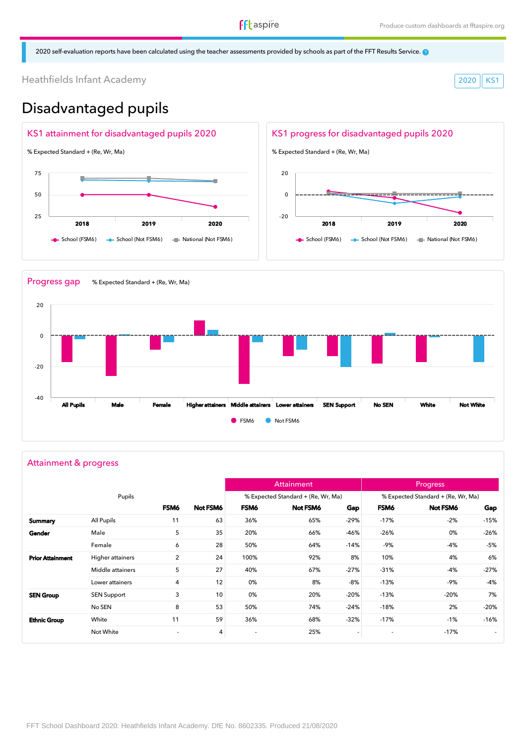2020 self-evaluation reports have been calculated using the teacher assessments provided by schools as part of the FFT Results Service.

Heathfields Infant Academy

2020 KS1

# Disadvantaged pupils

## KS1 attainment for disadvantaged pupils 2020

% Expected Standard + (Re, Wr, Ma)

School (FSM6) · School (Not FSM6) · National (Not FSM6)

## KS1 progress for disadvantaged pupils 2020

% Expected Standard + (Re, Wr, Ma)

School (FSM6) · School (Not FSM6) · National (Not FSM6)

## Progress gap

% Expected Standard + (Re, Wr, Ma)

FSM6 · Not FSM6

## Attainment & progress

| | Pupils | FSM6 | Not FSM6 | Attainment: % Expected Standard + (Re, Wr, Ma) FSM6 | Not FSM6 | Gap | Progress: % Expected Standard + (Re, Wr, Ma) FSM6 | Not FSM6 | Gap |
|---|---|---|---|---|---|---|---|---|---|
| **Summary** | All Pupils | 11 | 63 | 36% | 65% | -29% | -17% | -2% | -15% |
| **Gender** | Male | 5 | 35 | 20% | 66% | -46% | -26% | 0% | -26% |
| | Female | 6 | 28 | 50% | 64% | -14% | -9% | -4% | -5% |
| **Prior Attainment** | Higher attainers | 2 | 24 | 100% | 92% | 8% | 10% | 4% | 6% |
| | Middle attainers | 5 | 27 | 40% | 67% | -27% | -31% | -4% | -27% |
| | Lower attainers | 4 | 12 | 0% | 8% | -8% | -13% | -9% | -4% |
| **SEN Group** | SEN Support | 3 | 10 | 0% | 20% | -20% | -13% | -20% | 7% |
| | No SEN | 8 | 53 | 50% | 74% | -24% | -18% | 2% | -20% |
| **Ethnic Group** | White | 11 | 59 | 36% | 68% | -32% | -17% | -1% | -16% |
| | Not White | - | 4 | - | 25% | - | - | -17% | - |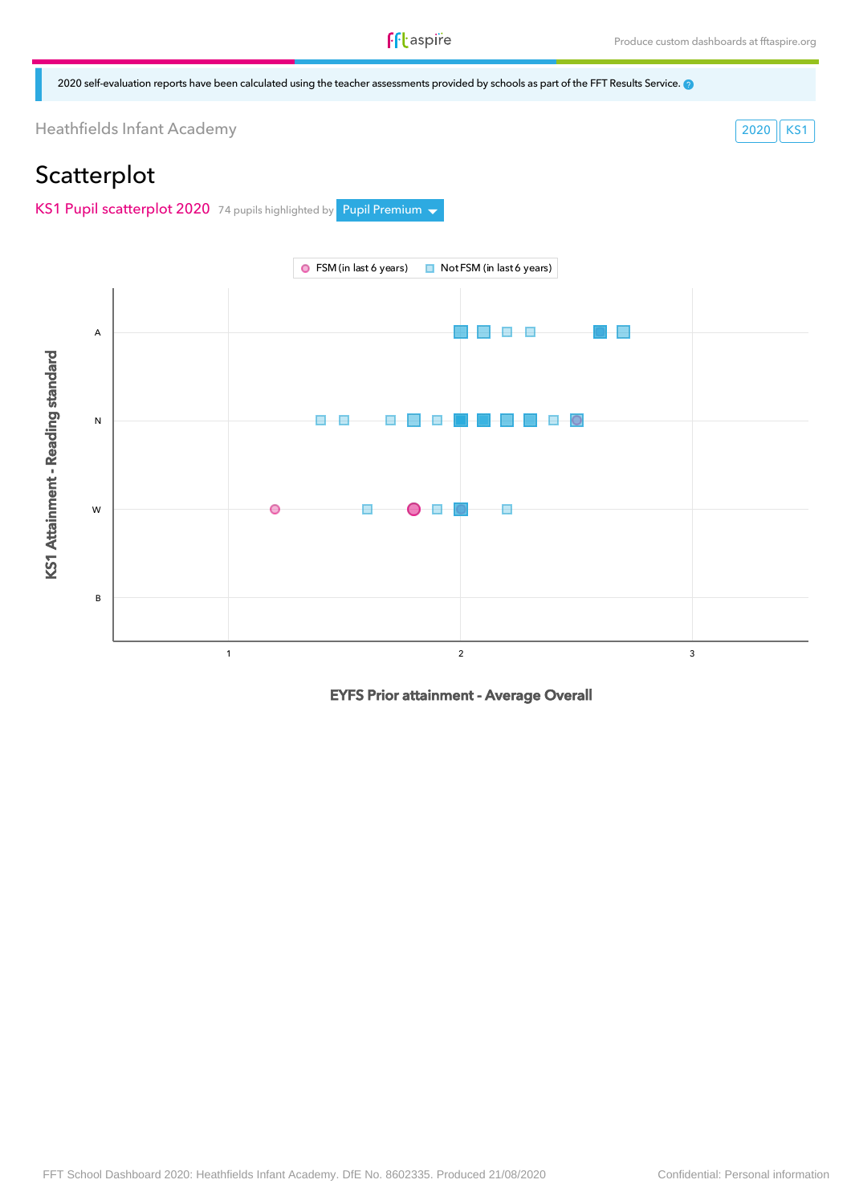2020 self-evaluation reports have been calculated using the teacher assessments provided by schools as part of the FFT Results Service.

Heathfields Infant Academy

2020 KS1

# Scatterplot

## KS1 Pupil scatterplot 2020

74 pupils highlighted by Pupil Premium

FSM (in last 6 years) | Not FSM (in last 6 years)

KS1 Attainment - Reading standard

A
N
W
B

1 2 3

EYFS Prior attainment - Average Overall

FFT School Dashboard 2020: Heathfields Infant Academy. DfE No. 8602335. Produced 21/08/2020

Confidential: Personal information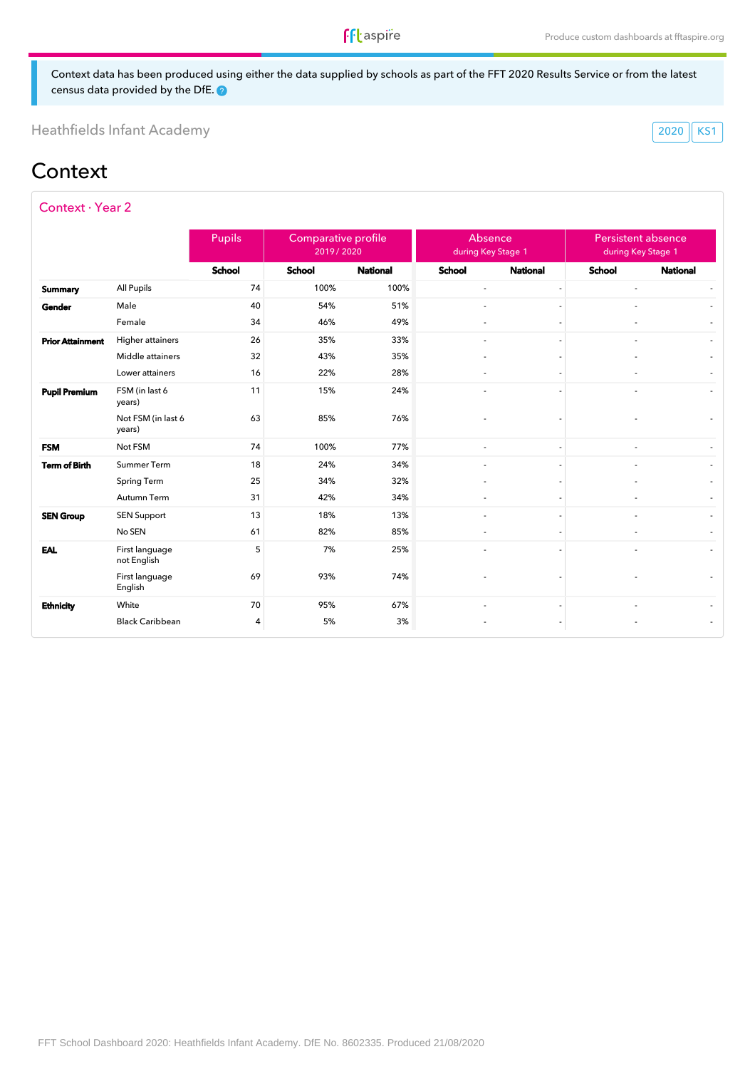Context data has been produced using either the data supplied by schools as part of the FFT 2020 Results Service or from the latest census data provided by the DfE.

Heathfields Infant Academy

2020 KS1

# Context

## Context · Year 2

| | | Pupils | Comparative profile 2019 / 2020 | | Absence during Key Stage 1 | | Persistent absence during Key Stage 1 | |
|---|---|---|---|---|---|---|---|---|
| | | School | School | National | School | National | School | National |
| **Summary** | All Pupils | 74 | 100% | 100% | - | - | - | - |
| **Gender** | Male | 40 | 54% | 51% | - | - | - | - |
| | Female | 34 | 46% | 49% | - | - | - | - |
| **Prior Attainment** | Higher attainers | 26 | 35% | 33% | - | - | - | - |
| | Middle attainers | 32 | 43% | 35% | - | - | - | - |
| | Lower attainers | 16 | 22% | 28% | - | - | - | - |
| **Pupil Premium** | FSM (in last 6 years) | 11 | 15% | 24% | - | - | - | - |
| | Not FSM (in last 6 years) | 63 | 85% | 76% | - | - | - | - |
| **FSM** | Not FSM | 74 | 100% | 77% | - | - | - | - |
| **Term of Birth** | Summer Term | 18 | 24% | 34% | - | - | - | - |
| | Spring Term | 25 | 34% | 32% | - | - | - | - |
| | Autumn Term | 31 | 42% | 34% | - | - | - | - |
| **SEN Group** | SEN Support | 13 | 18% | 13% | - | - | - | - |
| | No SEN | 61 | 82% | 85% | - | - | - | - |
| **EAL** | First language not English | 5 | 7% | 25% | - | - | - | - |
| | First language English | 69 | 93% | 74% | - | - | - | - |
| **Ethnicity** | White | 70 | 95% | 67% | - | - | - | - |
| | Black Caribbean | 4 | 5% | 3% | - | - | - | - |